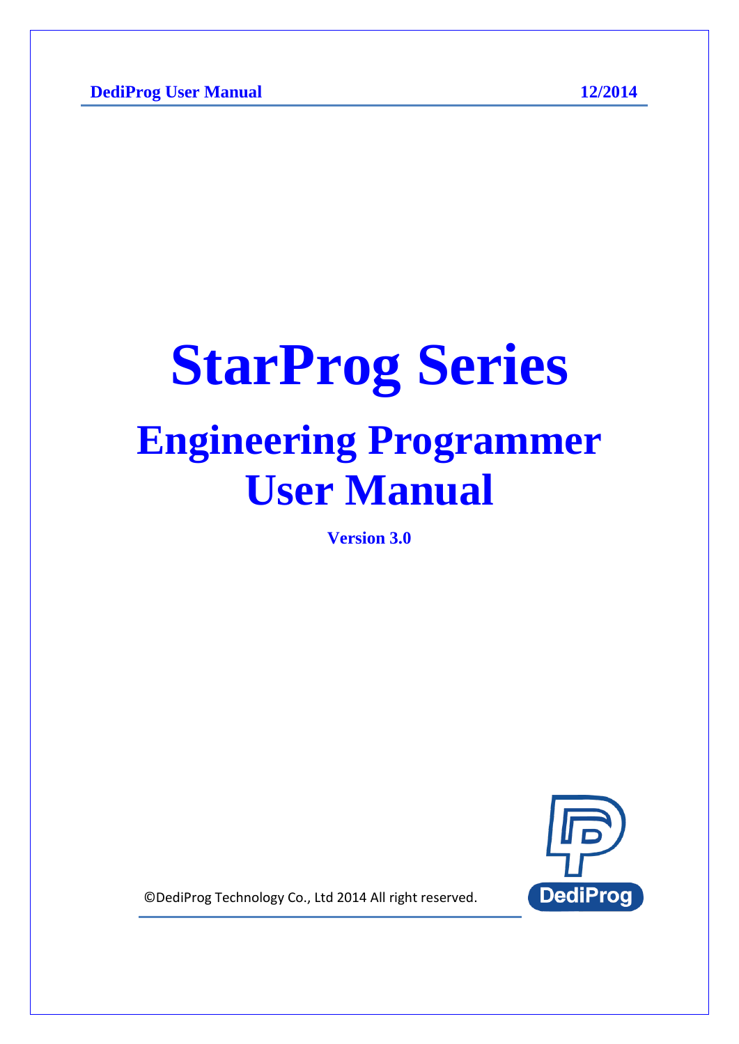# StarProg Series

## Engineering Programmer User Manual

**Version 3.0**

©DediProg Technology Co., Ltd 2014 All right reserved.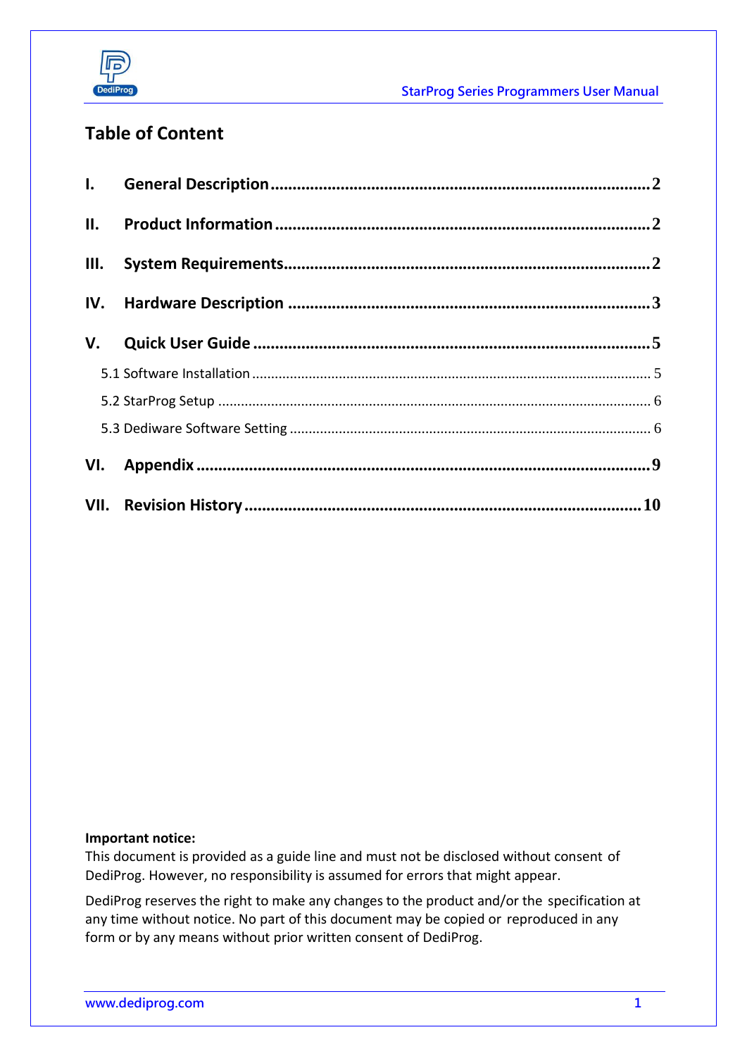## Table of Content

| | | |
|---|---|---|
| I. | General Description | 2 |
| II. | Product Information | 2 |
| III. | System Requirements | 2 |
| IV. | Hardware Description | 3 |
| V. | Quick User Guide | 5 |
| | 5.1 Software Installation | 5 |
| | 5.2 StarProg Setup | 6 |
| | 5.3 Dediware Software Setting | 6 |
| VI. | Appendix | 9 |
| VII. | Revision History | 10 |

**Important notice:**

This document is provided as a guide line and must not be disclosed without consent of DediProg. However, no responsibility is assumed for errors that might appear.

DediProg reserves the right to make any changes to the product and/or the specification at any time without notice. No part of this document may be copied or reproduced in any form or by any means without prior written consent of DediProg.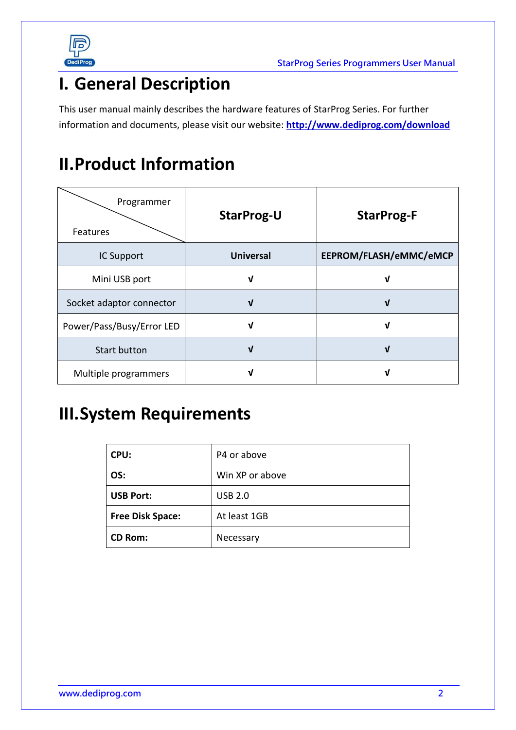# I. General Description

This user manual mainly describes the hardware features of StarProg Series. For further information and documents, please visit our website: **http://www.dediprog.com/download**

# II.Product Information

| Programmer / Features | StarProg-U | StarProg-F |
|---|---|---|
| IC Support | **Universal** | **EEPROM/FLASH/eMMC/eMCP** |
| Mini USB port | √ | √ |
| Socket adaptor connector | √ | √ |
| Power/Pass/Busy/Error LED | √ | √ |
| Start button | √ | √ |
| Multiple programmers | √ | √ |

# III.System Requirements

| | |
|---|---|
| **CPU:** | P4 or above |
| **OS:** | Win XP or above |
| **USB Port:** | USB 2.0 |
| **Free Disk Space:** | At least 1GB |
| **CD Rom:** | Necessary |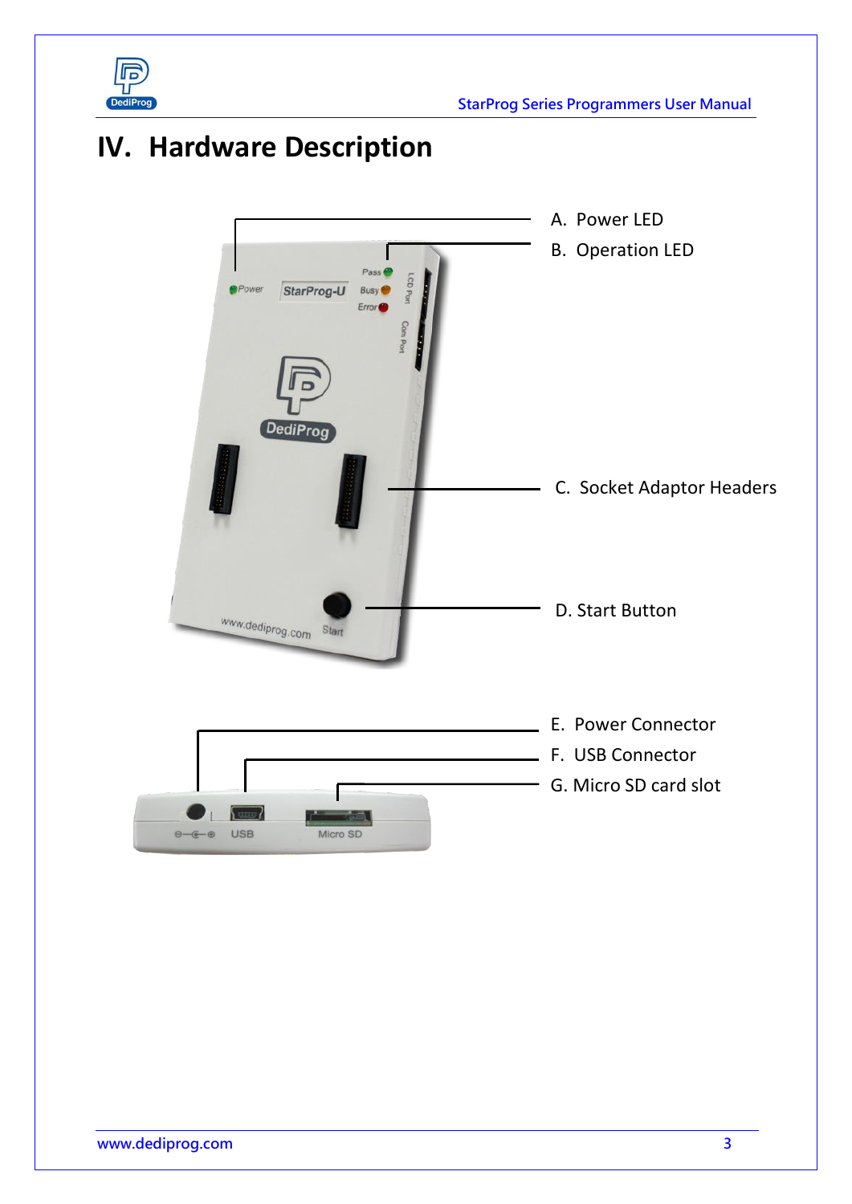# IV. Hardware Description

A. Power LED

B. Operation LED

C. Socket Adaptor Headers

D. Start Button

E. Power Connector

F. USB Connector

G. Micro SD card slot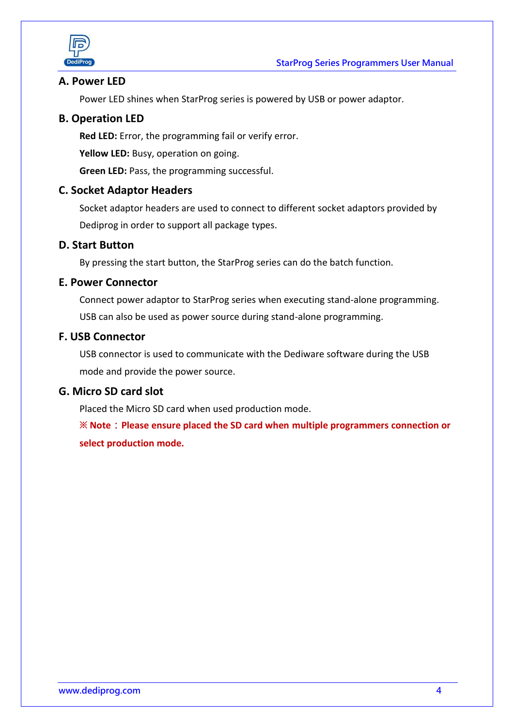### A. Power LED

Power LED shines when StarProg series is powered by USB or power adaptor.

### B. Operation LED

**Red LED:** Error, the programming fail or verify error.

**Yellow LED:** Busy, operation on going.

**Green LED:** Pass, the programming successful.

### C. Socket Adaptor Headers

Socket adaptor headers are used to connect to different socket adaptors provided by Dediprog in order to support all package types.

### D. Start Button

By pressing the start button, the StarProg series can do the batch function.

### E. Power Connector

Connect power adaptor to StarProg series when executing stand-alone programming. USB can also be used as power source during stand-alone programming.

### F. USB Connector

USB connector is used to communicate with the Dediware software during the USB mode and provide the power source.

### G. Micro SD card slot

Placed the Micro SD card when used production mode.

**※ Note：Please ensure placed the SD card when multiple programmers connection or select production mode.**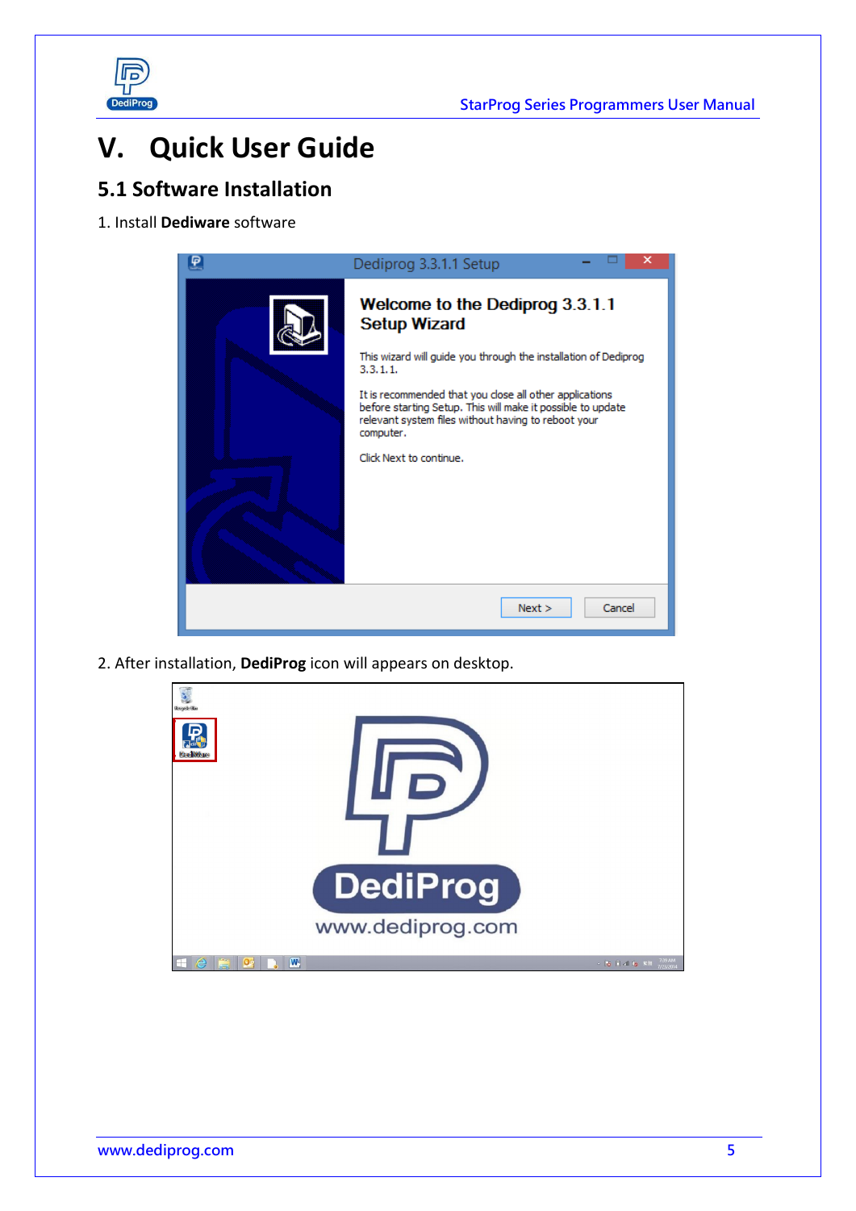# V. Quick User Guide

## 5.1 Software Installation

1. Install **Dediware** software

2. After installation, **DediProg** icon will appears on desktop.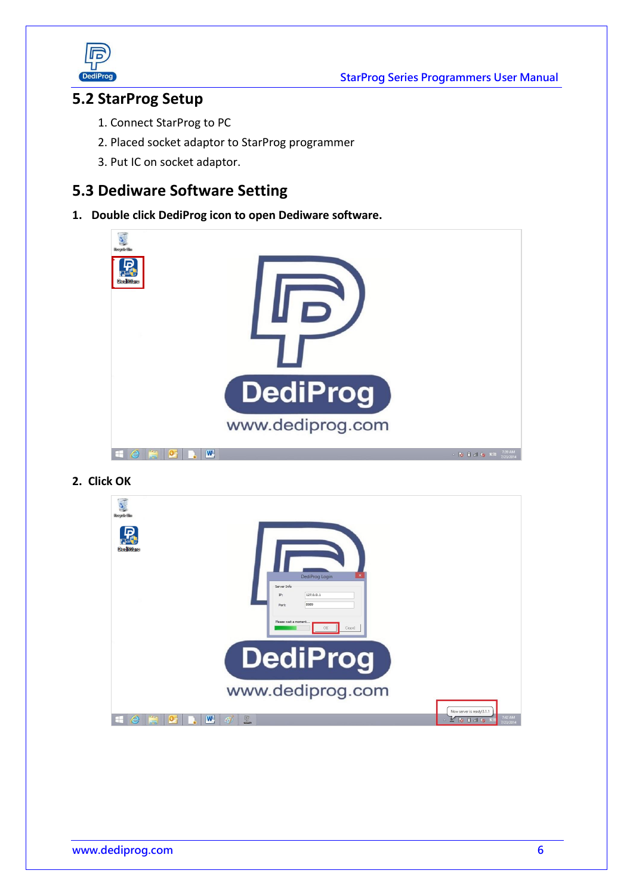## 5.2 StarProg Setup

1. Connect StarProg to PC
2. Placed socket adaptor to StarProg programmer
3. Put IC on socket adaptor.

## 5.3 Dediware Software Setting

**1. Double click DediProg icon to open Dediware software.**

**2. Click OK**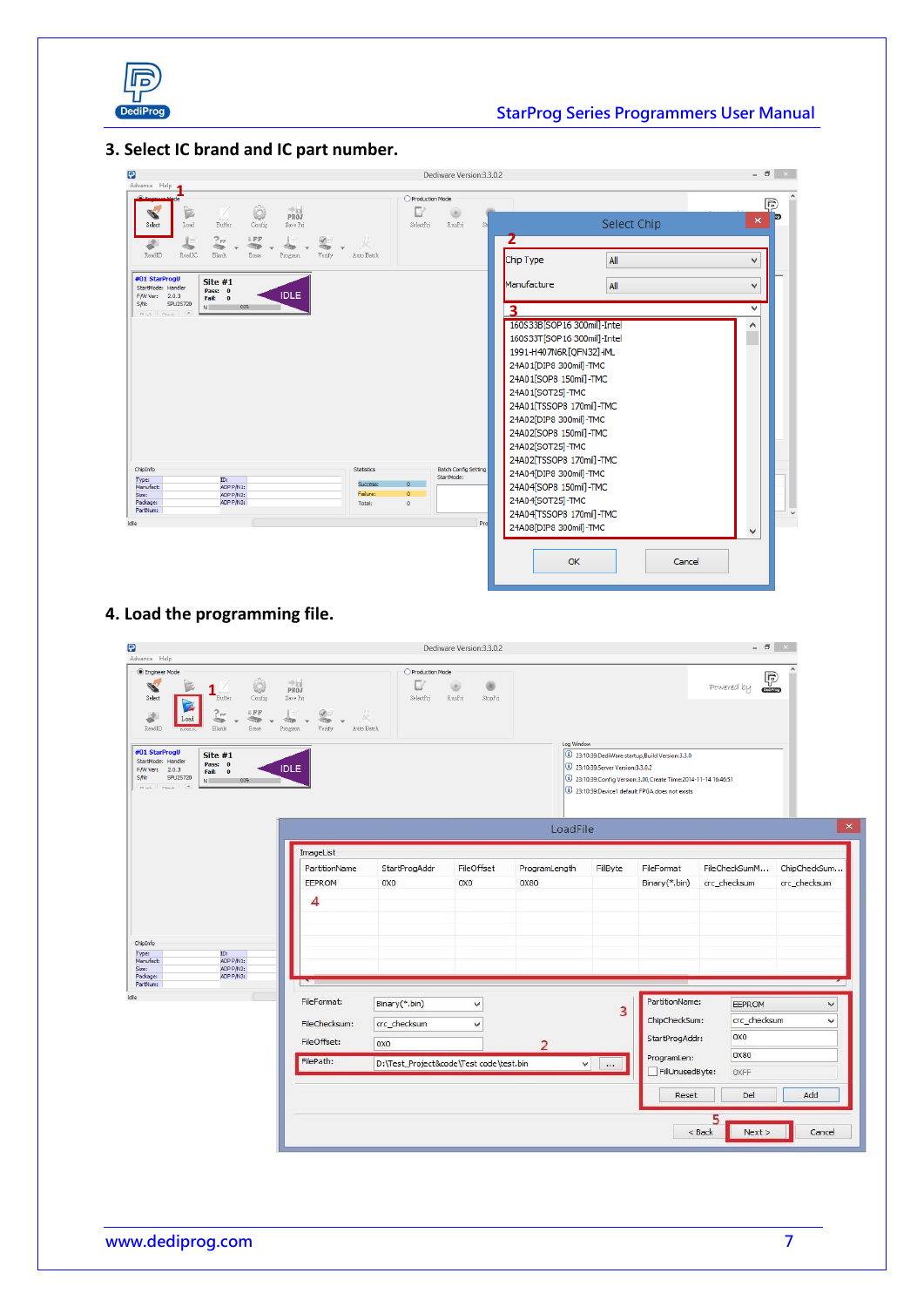### 3. Select IC brand and IC part number.

### 4. Load the programming file.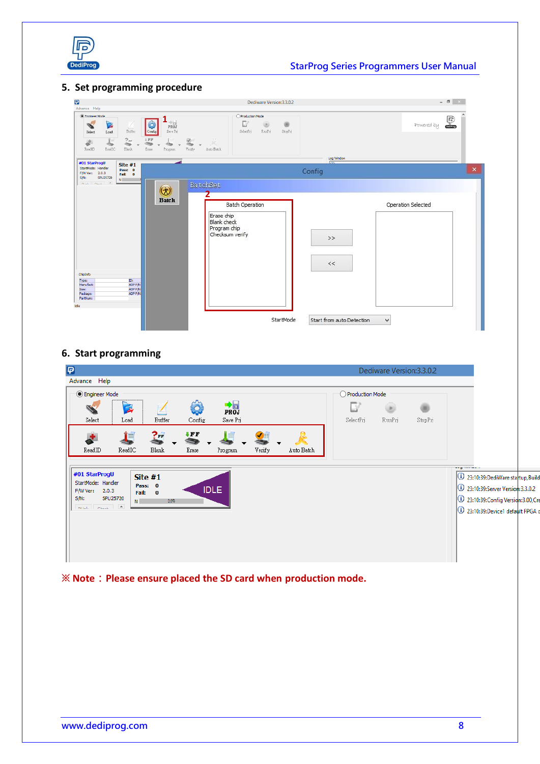## 5. Set programming procedure

## 6. Start programming

※ **Note：Please ensure placed the SD card when production mode.**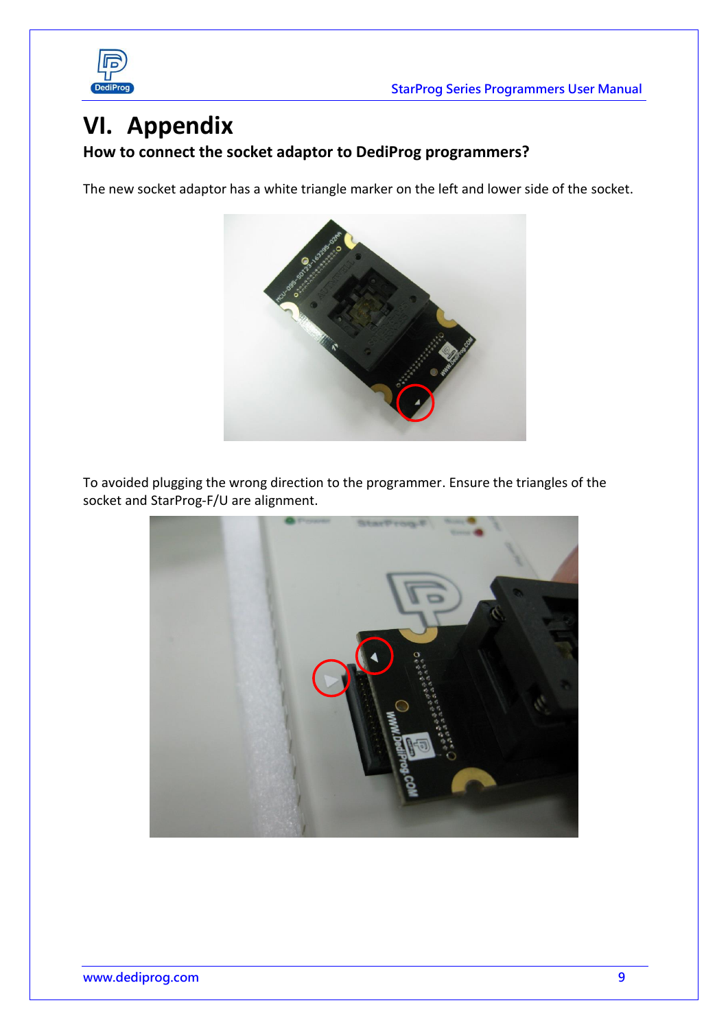# VI. Appendix

## How to connect the socket adaptor to DediProg programmers?

The new socket adaptor has a white triangle marker on the left and lower side of the socket.

To avoided plugging the wrong direction to the programmer. Ensure the triangles of the socket and StarProg-F/U are alignment.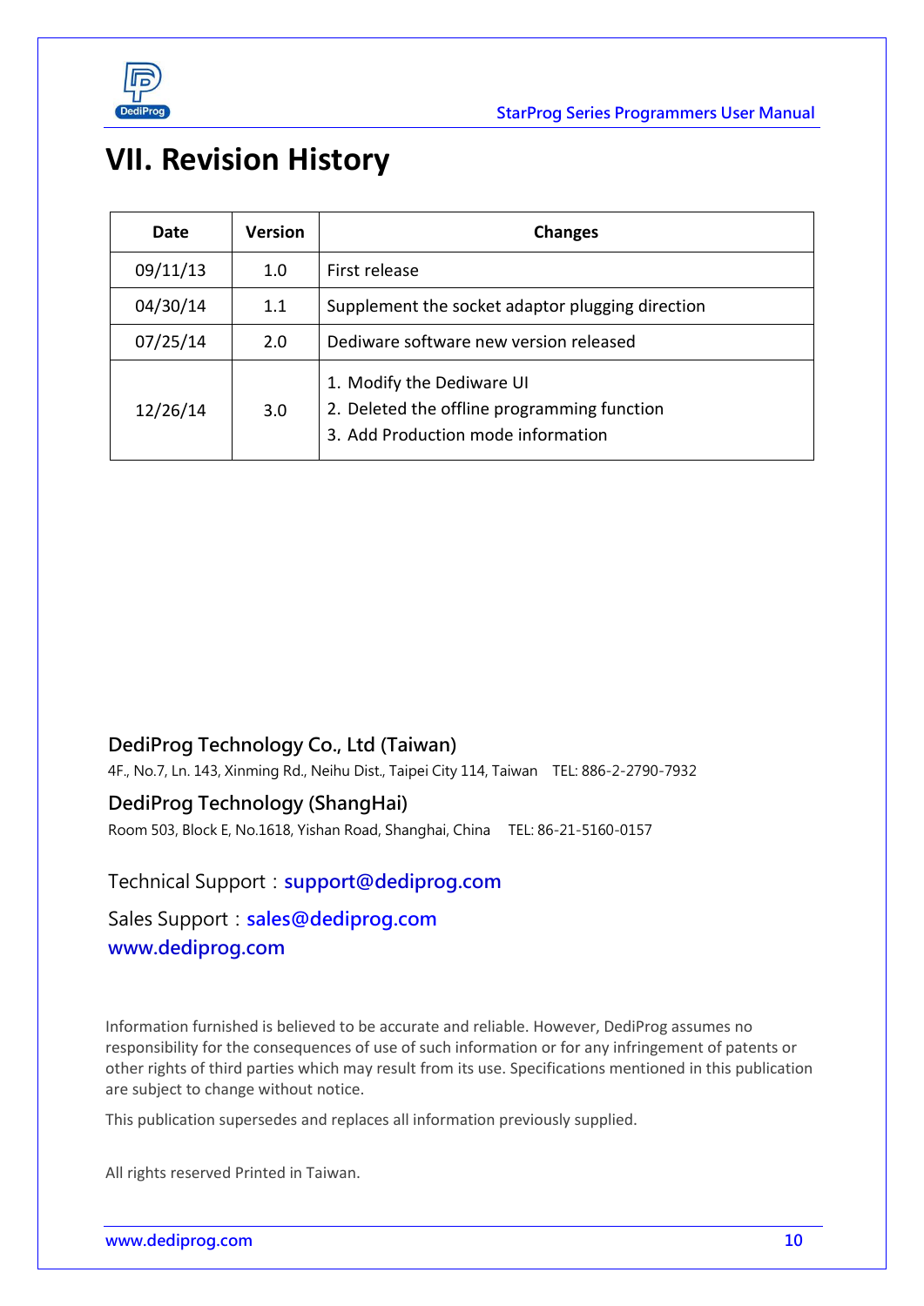# VII. Revision History

| Date | Version | Changes |
|---|---|---|
| 09/11/13 | 1.0 | First release |
| 04/30/14 | 1.1 | Supplement the socket adaptor plugging direction |
| 07/25/14 | 2.0 | Dediware software new version released |
| 12/26/14 | 3.0 | 1. Modify the Dediware UI<br>2. Deleted the offline programming function<br>3. Add Production mode information |

**DediProg Technology Co., Ltd (Taiwan)**

4F., No.7, Ln. 143, Xinming Rd., Neihu Dist., Taipei City 114, Taiwan TEL: 886-2-2790-7932

**DediProg Technology (ShangHai)**

Room 503, Block E, No.1618, Yishan Road, Shanghai, China TEL: 86-21-5160-0157

Technical Support：support@dediprog.com

Sales Support：sales@dediprog.com

www.dediprog.com

Information furnished is believed to be accurate and reliable. However, DediProg assumes no responsibility for the consequences of use of such information or for any infringement of patents or other rights of third parties which may result from its use. Specifications mentioned in this publication are subject to change without notice.

This publication supersedes and replaces all information previously supplied.

All rights reserved Printed in Taiwan.